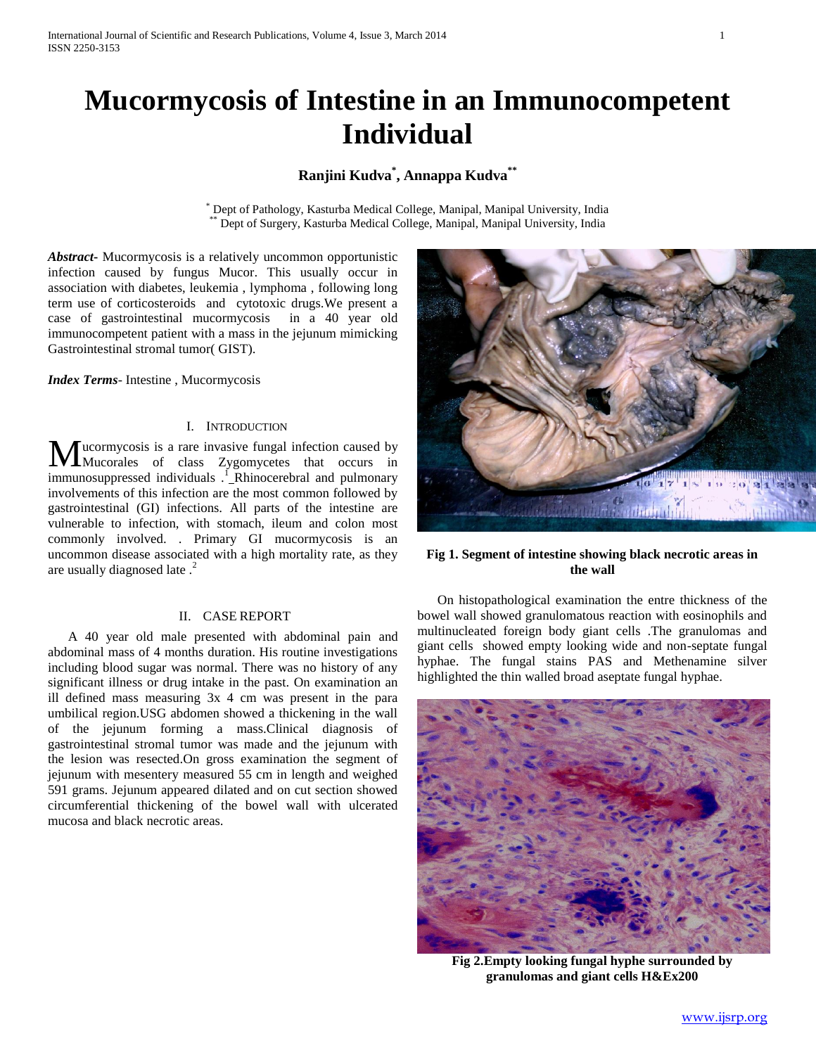# Mucormycosis of Intestine in an Immunocompetent Individual

**Ranjini Kudva[*], Annappa Kudva[**]**

[*] Dept of Pathology, Kasturba Medical College, Manipal, Manipal University, India
[**] Dept of Surgery, Kasturba Medical College, Manipal, Manipal University, India

***Abstract-*** Mucormycosis is a relatively uncommon opportunistic infection caused by fungus Mucor. This usually occur in association with diabetes, leukemia , lymphoma , following long term use of corticosteroids and cytotoxic drugs.We present a case of gastrointestinal mucormycosis in a 40 year old immunocompetent patient with a mass in the jejunum mimicking Gastrointestinal stromal tumor( GIST).

***Index Terms***- Intestine , Mucormycosis

## I. Introduction

Mucormycosis is a rare invasive fungal infection caused by Mucorales of class Zygomycetes that occurs in immunosuppressed individuals .[1] Rhinocerebral and pulmonary involvements of this infection are the most common followed by gastrointestinal (GI) infections. All parts of the intestine are vulnerable to infection, with stomach, ileum and colon most commonly involved. . Primary GI mucormycosis is an uncommon disease associated with a high mortality rate, as they are usually diagnosed late .[2]

## II. Case Report

A 40 year old male presented with abdominal pain and abdominal mass of 4 months duration. His routine investigations including blood sugar was normal. There was no history of any significant illness or drug intake in the past. On examination an ill defined mass measuring 3x 4 cm was present in the para umbilical region.USG abdomen showed a thickening in the wall of the jejunum forming a mass.Clinical diagnosis of gastrointestinal stromal tumor was made and the jejunum with the lesion was resected.On gross examination the segment of jejunum with mesentery measured 55 cm in length and weighed 591 grams. Jejunum appeared dilated and on cut section showed circumferential thickening of the bowel wall with ulcerated mucosa and black necrotic areas.

**Fig 1. Segment of intestine showing black necrotic areas in the wall**

On histopathological examination the entre thickness of the bowel wall showed granulomatous reaction with eosinophils and multinucleated foreign body giant cells .The granulomas and giant cells showed empty looking wide and non-septate fungal hyphae. The fungal stains PAS and Methenamine silver highlighted the thin walled broad aseptate fungal hyphae.

**Fig 2.Empty looking fungal hyphe surrounded by granulomas and giant cells H&Ex200**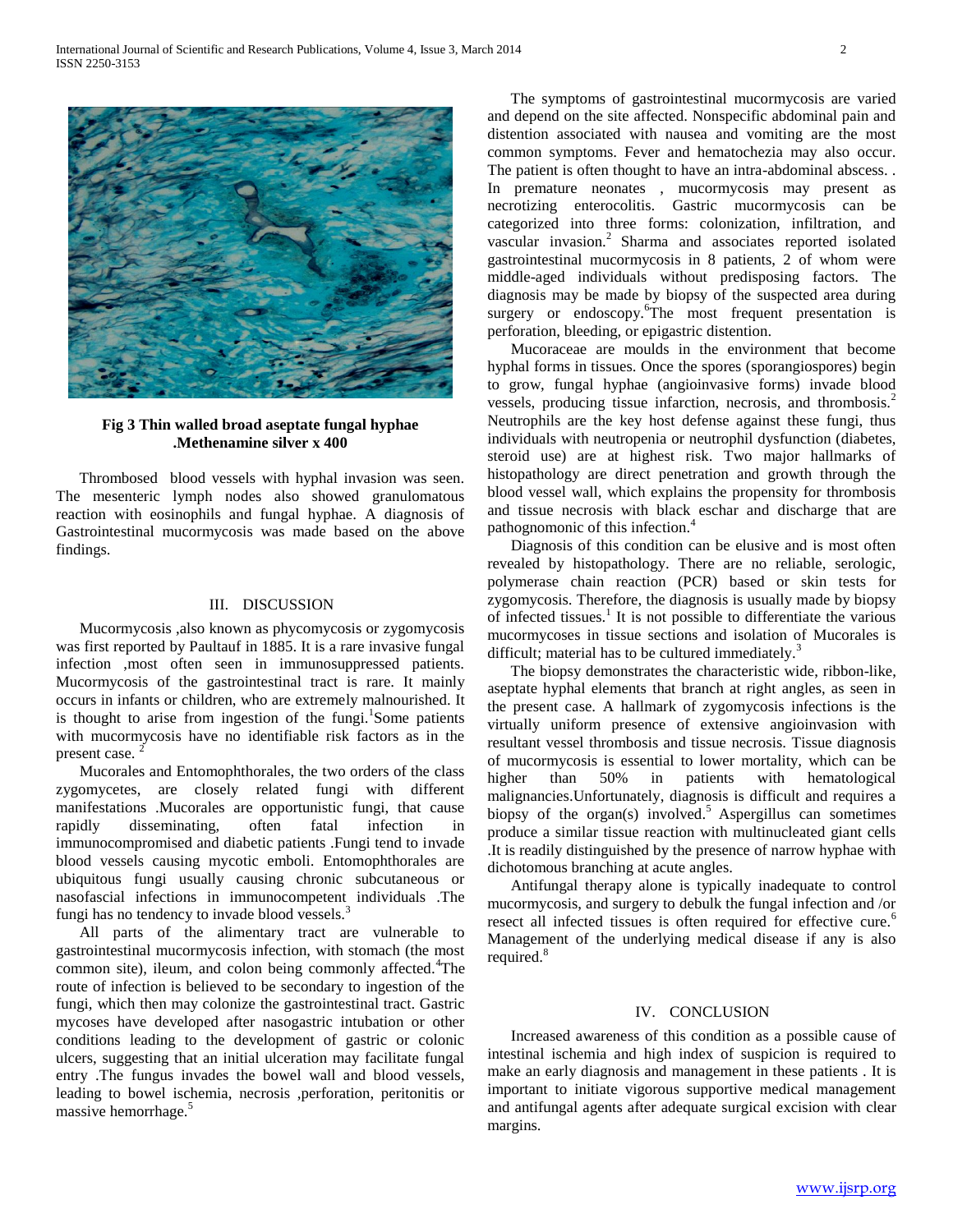**Fig 3 Thin walled broad aseptate fungal hyphae .Methenamine silver x 400**

Thrombosed blood vessels with hyphal invasion was seen. The mesenteric lymph nodes also showed granulomatous reaction with eosinophils and fungal hyphae. A diagnosis of Gastrointestinal mucormycosis was made based on the above findings.

## III. DISCUSSION

Mucormycosis ,also known as phycomycosis or zygomycosis was first reported by Paultauf in 1885. It is a rare invasive fungal infection ,most often seen in immunosuppressed patients. Mucormycosis of the gastrointestinal tract is rare. It mainly occurs in infants or children, who are extremely malnourished. It is thought to arise from ingestion of the fungi.[1]Some patients with mucormycosis have no identifiable risk factors as in the present case. [2]

Mucorales and Entomophthorales, the two orders of the class zygomycetes, are closely related fungi with different manifestations .Mucorales are opportunistic fungi, that cause rapidly disseminating, often fatal infection in immunocompromised and diabetic patients .Fungi tend to invade blood vessels causing mycotic emboli. Entomophthorales are ubiquitous fungi usually causing chronic subcutaneous or nasofascial infections in immunocompetent individuals .The fungi has no tendency to invade blood vessels.[3]

All parts of the alimentary tract are vulnerable to gastrointestinal mucormycosis infection, with stomach (the most common site), ileum, and colon being commonly affected.[4]The route of infection is believed to be secondary to ingestion of the fungi, which then may colonize the gastrointestinal tract. Gastric mycoses have developed after nasogastric intubation or other conditions leading to the development of gastric or colonic ulcers, suggesting that an initial ulceration may facilitate fungal entry .The fungus invades the bowel wall and blood vessels, leading to bowel ischemia, necrosis ,perforation, peritonitis or massive hemorrhage.[5]

The symptoms of gastrointestinal mucormycosis are varied and depend on the site affected. Nonspecific abdominal pain and distention associated with nausea and vomiting are the most common symptoms. Fever and hematochezia may also occur. The patient is often thought to have an intra-abdominal abscess. . In premature neonates , mucormycosis may present as necrotizing enterocolitis. Gastric mucormycosis can be categorized into three forms: colonization, infiltration, and vascular invasion.[2] Sharma and associates reported isolated gastrointestinal mucormycosis in 8 patients, 2 of whom were middle-aged individuals without predisposing factors. The diagnosis may be made by biopsy of the suspected area during surgery or endoscopy.[6]The most frequent presentation is perforation, bleeding, or epigastric distention.

Mucoraceae are moulds in the environment that become hyphal forms in tissues. Once the spores (sporangiospores) begin to grow, fungal hyphae (angioinvasive forms) invade blood vessels, producing tissue infarction, necrosis, and thrombosis.[2] Neutrophils are the key host defense against these fungi, thus individuals with neutropenia or neutrophil dysfunction (diabetes, steroid use) are at highest risk. Two major hallmarks of histopathology are direct penetration and growth through the blood vessel wall, which explains the propensity for thrombosis and tissue necrosis with black eschar and discharge that are pathognomonic of this infection.[4]

Diagnosis of this condition can be elusive and is most often revealed by histopathology. There are no reliable, serologic, polymerase chain reaction (PCR) based or skin tests for zygomycosis. Therefore, the diagnosis is usually made by biopsy of infected tissues.[1] It is not possible to differentiate the various mucormycoses in tissue sections and isolation of Mucorales is difficult; material has to be cultured immediately.[3]

The biopsy demonstrates the characteristic wide, ribbon-like, aseptate hyphal elements that branch at right angles, as seen in the present case. A hallmark of zygomycosis infections is the virtually uniform presence of extensive angioinvasion with resultant vessel thrombosis and tissue necrosis. Tissue diagnosis of mucormycosis is essential to lower mortality, which can be higher than 50% in patients with hematological malignancies.Unfortunately, diagnosis is difficult and requires a biopsy of the organ(s) involved.[5] Aspergillus can sometimes produce a similar tissue reaction with multinucleated giant cells .It is readily distinguished by the presence of narrow hyphae with dichotomous branching at acute angles.

Antifungal therapy alone is typically inadequate to control mucormycosis, and surgery to debulk the fungal infection and /or resect all infected tissues is often required for effective cure.[6] Management of the underlying medical disease if any is also required.[8]

## IV. CONCLUSION

Increased awareness of this condition as a possible cause of intestinal ischemia and high index of suspicion is required to make an early diagnosis and management in these patients . It is important to initiate vigorous supportive medical management and antifungal agents after adequate surgical excision with clear margins.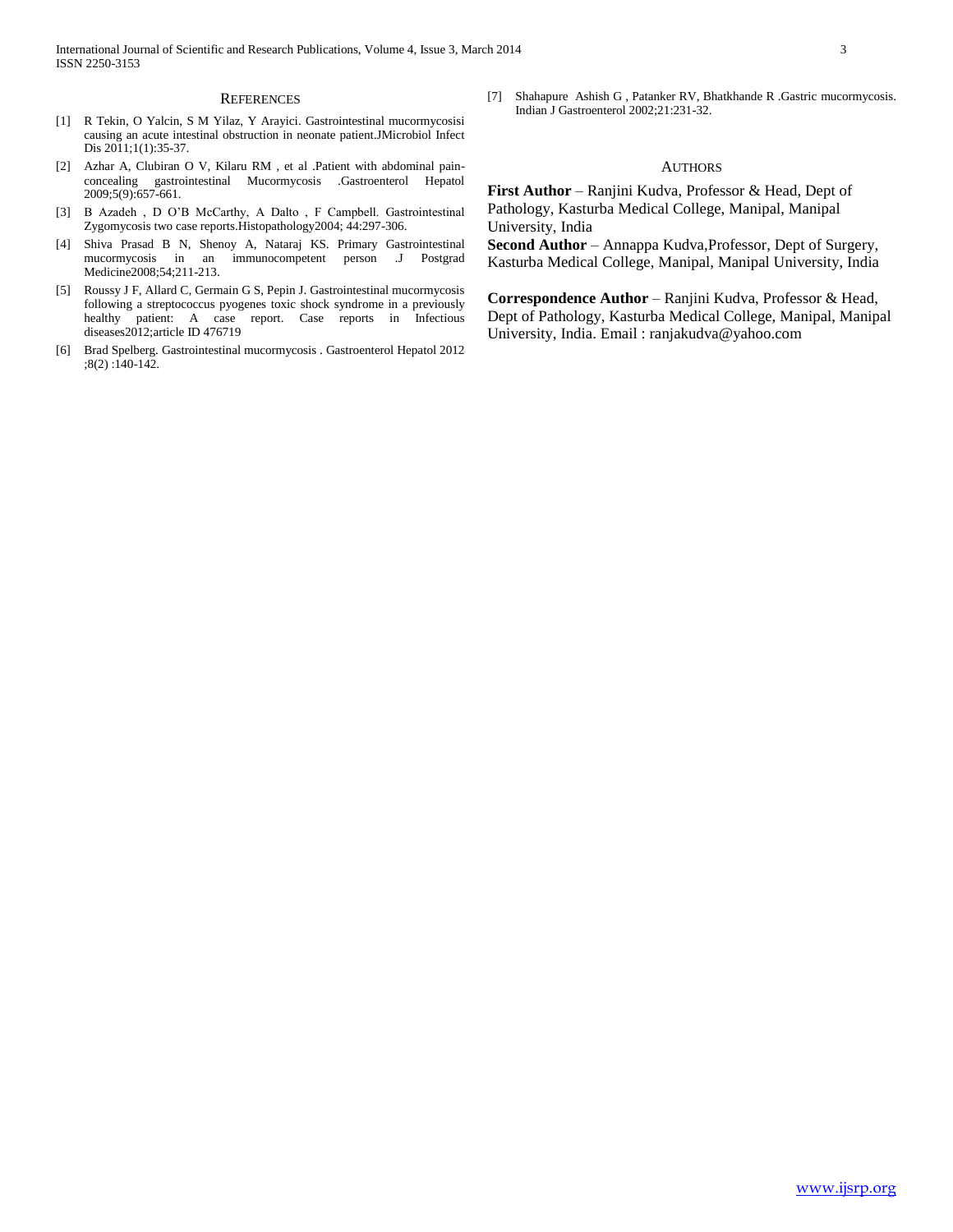## REFERENCES

[1] R Tekin, O Yalcin, S M Yilaz, Y Arayici. Gastrointestinal mucormycosisi causing an acute intestinal obstruction in neonate patient.JMicrobiol Infect Dis 2011;1(1):35-37.

[2] Azhar A, Clubiran O V, Kilaru RM , et al .Patient with abdominal pain-concealing gastrointestinal Mucormycosis .Gastroenterol Hepatol 2009;5(9):657-661.

[3] B Azadeh , D O'B McCarthy, A Dalto , F Campbell. Gastrointestinal Zygomycosis two case reports.Histopathology2004; 44:297-306.

[4] Shiva Prasad B N, Shenoy A, Nataraj KS. Primary Gastrointestinal mucormycosis in an immunocompetent person .J Postgrad Medicine2008;54;211-213.

[5] Roussy J F, Allard C, Germain G S, Pepin J. Gastrointestinal mucormycosis following a streptococcus pyogenes toxic shock syndrome in a previously healthy patient: A case report. Case reports in Infectious diseases2012;article ID 476719

[6] Brad Spelberg. Gastrointestinal mucormycosis . Gastroenterol Hepatol 2012 ;8(2) :140-142.

[7] Shahapure Ashish G , Patanker RV, Bhatkhande R .Gastric mucormycosis. Indian J Gastroenterol 2002;21:231-32.

## AUTHORS

**First Author** – Ranjini Kudva, Professor & Head, Dept of Pathology, Kasturba Medical College, Manipal, Manipal University, India

**Second Author** – Annappa Kudva,Professor, Dept of Surgery, Kasturba Medical College, Manipal, Manipal University, India

**Correspondence Author** – Ranjini Kudva, Professor & Head, Dept of Pathology, Kasturba Medical College, Manipal, Manipal University, India. Email : ranjakudva@yahoo.com